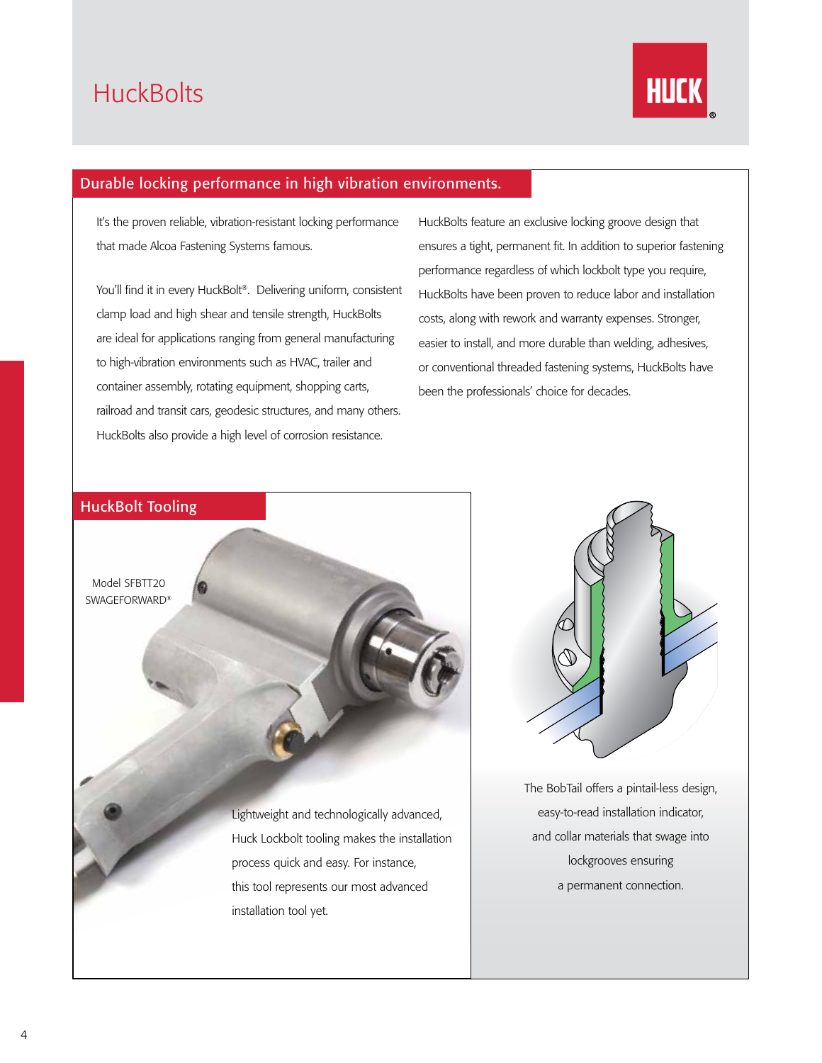# HuckBolts

HUCK®

## Durable locking performance in high vibration environments.

It's the proven reliable, vibration-resistant locking performance that made Alcoa Fastening Systems famous.

You'll find it in every HuckBolt®. Delivering uniform, consistent clamp load and high shear and tensile strength, HuckBolts are ideal for applications ranging from general manufacturing to high-vibration environments such as HVAC, trailer and container assembly, rotating equipment, shopping carts, railroad and transit cars, geodesic structures, and many others. HuckBolts also provide a high level of corrosion resistance.

HuckBolts feature an exclusive locking groove design that ensures a tight, permanent fit. In addition to superior fastening performance regardless of which lockbolt type you require, HuckBolts have been proven to reduce labor and installation costs, along with rework and warranty expenses. Stronger, easier to install, and more durable than welding, adhesives, or conventional threaded fastening systems, HuckBolts have been the professionals' choice for decades.

## HuckBolt Tooling

Model SFBTT20 SWAGEFORWARD®

Lightweight and technologically advanced, Huck Lockbolt tooling makes the installation process quick and easy. For instance, this tool represents our most advanced installation tool yet.

The BobTail offers a pintail-less design, easy-to-read installation indicator, and collar materials that swage into lockgrooves ensuring a permanent connection.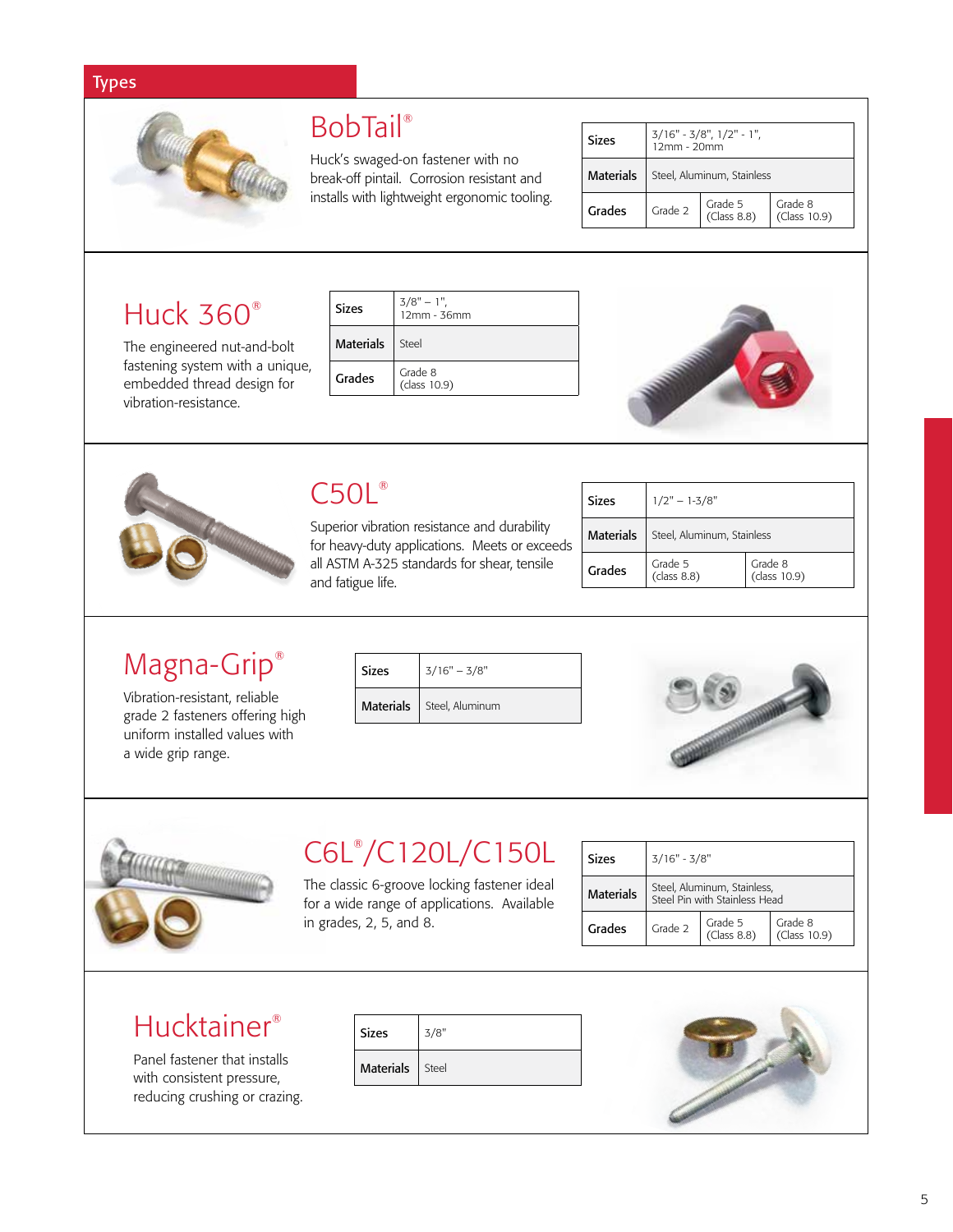# Types

## BobTail®

Huck's swaged-on fastener with no break-off pintail. Corrosion resistant and installs with lightweight ergonomic tooling.

| | | | |
|---|---|---|---|
| **Sizes** | 3/16" - 3/8", 1/2" - 1", 12mm - 20mm | | |
| **Materials** | Steel, Aluminum, Stainless | | |
| **Grades** | Grade 2 | Grade 5 (Class 8.8) | Grade 8 (Class 10.9) |

## Huck 360®

The engineered nut-and-bolt fastening system with a unique, embedded thread design for vibration-resistance.

| | |
|---|---|
| **Sizes** | 3/8" – 1", 12mm - 36mm |
| **Materials** | Steel |
| **Grades** | Grade 8 (class 10.9) |

## C50L®

Superior vibration resistance and durability for heavy-duty applications. Meets or exceeds all ASTM A-325 standards for shear, tensile and fatigue life.

| | | |
|---|---|---|
| **Sizes** | 1/2" – 1-3/8" | |
| **Materials** | Steel, Aluminum, Stainless | |
| **Grades** | Grade 5 (class 8.8) | Grade 8 (class 10.9) |

## Magna-Grip®

Vibration-resistant, reliable grade 2 fasteners offering high uniform installed values with a wide grip range.

| | |
|---|---|
| **Sizes** | 3/16" – 3/8" |
| **Materials** | Steel, Aluminum |

## C6L®/C120L/C150L

The classic 6-groove locking fastener ideal for a wide range of applications. Available in grades, 2, 5, and 8.

| | | | |
|---|---|---|---|
| **Sizes** | 3/16" - 3/8" | | |
| **Materials** | Steel, Aluminum, Stainless, Steel Pin with Stainless Head | | |
| **Grades** | Grade 2 | Grade 5 (Class 8.8) | Grade 8 (Class 10.9) |

## Hucktainer®

Panel fastener that installs with consistent pressure, reducing crushing or crazing.

| | |
|---|---|
| **Sizes** | 3/8" |
| **Materials** | Steel |